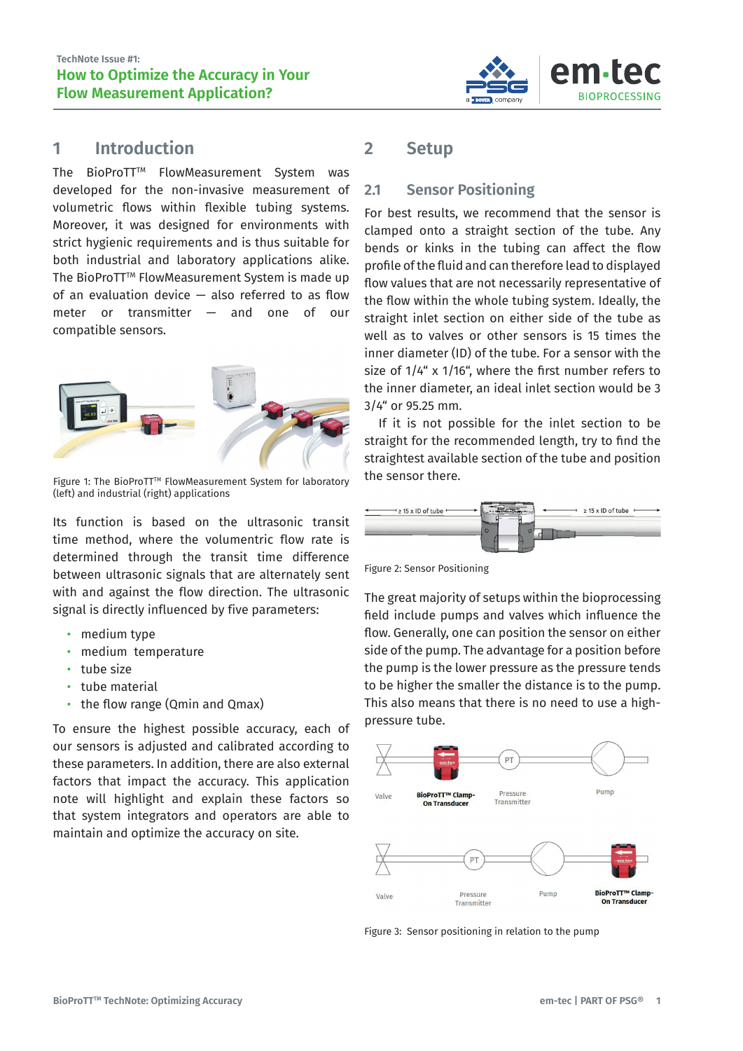TechNote Issue #1:

# How to Optimize the Accuracy in Your Flow Measurement Application?

## 1 Introduction

The BioProTT™ FlowMeasurement System was developed for the non-invasive measurement of volumetric flows within flexible tubing systems. Moreover, it was designed for environments with strict hygienic requirements and is thus suitable for both industrial and laboratory applications alike. The BioProTT™ FlowMeasurement System is made up of an evaluation device — also referred to as flow meter or transmitter — and one of our compatible sensors.

Figure 1: The BioProTT™ FlowMeasurement System for laboratory (left) and industrial (right) applications

Its function is based on the ultrasonic transit time method, where the volumentric flow rate is determined through the transit time difference between ultrasonic signals that are alternately sent with and against the flow direction. The ultrasonic signal is directly influenced by five parameters:

- medium type
- medium temperature
- tube size
- tube material
- the flow range (Qmin and Qmax)

To ensure the highest possible accuracy, each of our sensors is adjusted and calibrated according to these parameters. In addition, there are also external factors that impact the accuracy. This application note will highlight and explain these factors so that system integrators and operators are able to maintain and optimize the accuracy on site.

## 2 Setup

### 2.1 Sensor Positioning

For best results, we recommend that the sensor is clamped onto a straight section of the tube. Any bends or kinks in the tubing can affect the flow profile of the fluid and can therefore lead to displayed flow values that are not necessarily representative of the flow within the whole tubing system. Ideally, the straight inlet section on either side of the tube as well as to valves or other sensors is 15 times the inner diameter (ID) of the tube. For a sensor with the size of 1/4" x 1/16", where the first number refers to the inner diameter, an ideal inlet section would be 3 3/4" or 95.25 mm.

If it is not possible for the inlet section to be straight for the recommended length, try to find the straightest available section of the tube and position the sensor there.

Figure 2: Sensor Positioning

The great majority of setups within the bioprocessing field include pumps and valves which influence the flow. Generally, one can position the sensor on either side of the pump. The advantage for a position before the pump is the lower pressure as the pressure tends to be higher the smaller the distance is to the pump. This also means that there is no need to use a high-pressure tube.

Figure 3: Sensor positioning in relation to the pump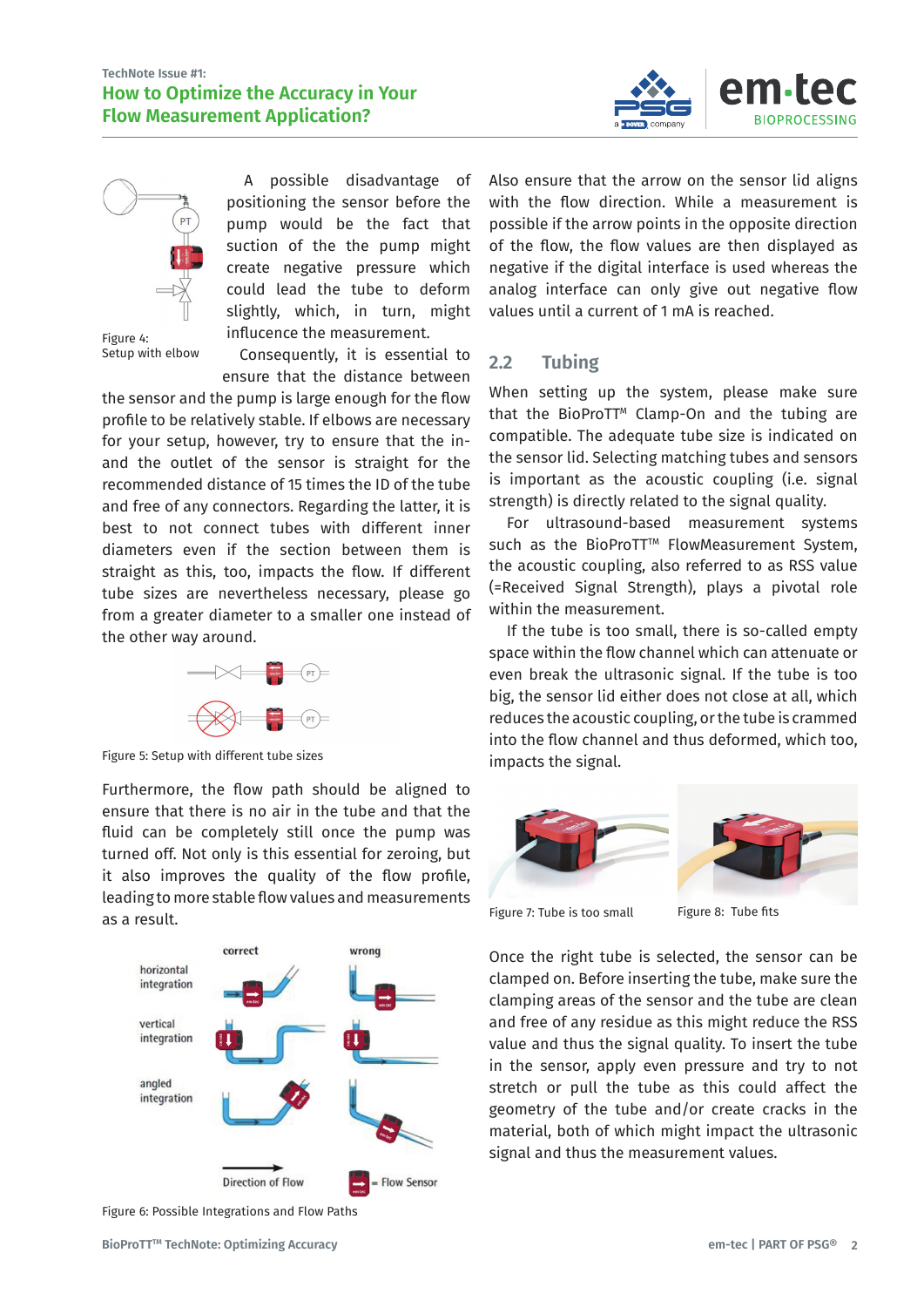A possible disadvantage of positioning the sensor before the pump would be the fact that suction of the the pump might create negative pressure which could lead the tube to deform slightly, which, in turn, might influcence the measurement.

Figure 4: Setup with elbow

Consequently, it is essential to ensure that the distance between the sensor and the pump is large enough for the flow profile to be relatively stable. If elbows are necessary for your setup, however, try to ensure that the in- and the outlet of the sensor is straight for the recommended distance of 15 times the ID of the tube and free of any connectors. Regarding the latter, it is best to not connect tubes with different inner diameters even if the section between them is straight as this, too, impacts the flow. If different tube sizes are nevertheless necessary, please go from a greater diameter to a smaller one instead of the other way around.

Figure 5: Setup with different tube sizes

Furthermore, the flow path should be aligned to ensure that there is no air in the tube and that the fluid can be completely still once the pump was turned off. Not only is this essential for zeroing, but it also improves the quality of the flow profile, leading to more stable flow values and measurements as a result.

Figure 6: Possible Integrations and Flow Paths

Also ensure that the arrow on the sensor lid aligns with the flow direction. While a measurement is possible if the arrow points in the opposite direction of the flow, the flow values are then displayed as negative if the digital interface is used whereas the analog interface can only give out negative flow values until a current of 1 mA is reached.

## 2.2 Tubing

When setting up the system, please make sure that the BioProTT™ Clamp-On and the tubing are compatible. The adequate tube size is indicated on the sensor lid. Selecting matching tubes and sensors is important as the acoustic coupling (i.e. signal strength) is directly related to the signal quality.

For ultrasound-based measurement systems such as the BioProTT™ FlowMeasurement System, the acoustic coupling, also referred to as RSS value (=Received Signal Strength), plays a pivotal role within the measurement.

If the tube is too small, there is so-called empty space within the flow channel which can attenuate or even break the ultrasonic signal. If the tube is too big, the sensor lid either does not close at all, which reduces the acoustic coupling, or the tube is crammed into the flow channel and thus deformed, which too, impacts the signal.

Figure 7: Tube is too small

Figure 8: Tube fits

Once the right tube is selected, the sensor can be clamped on. Before inserting the tube, make sure the clamping areas of the sensor and the tube are clean and free of any residue as this might reduce the RSS value and thus the signal quality. To insert the tube in the sensor, apply even pressure and try to not stretch or pull the tube as this could affect the geometry of the tube and/or create cracks in the material, both of which might impact the ultrasonic signal and thus the measurement values.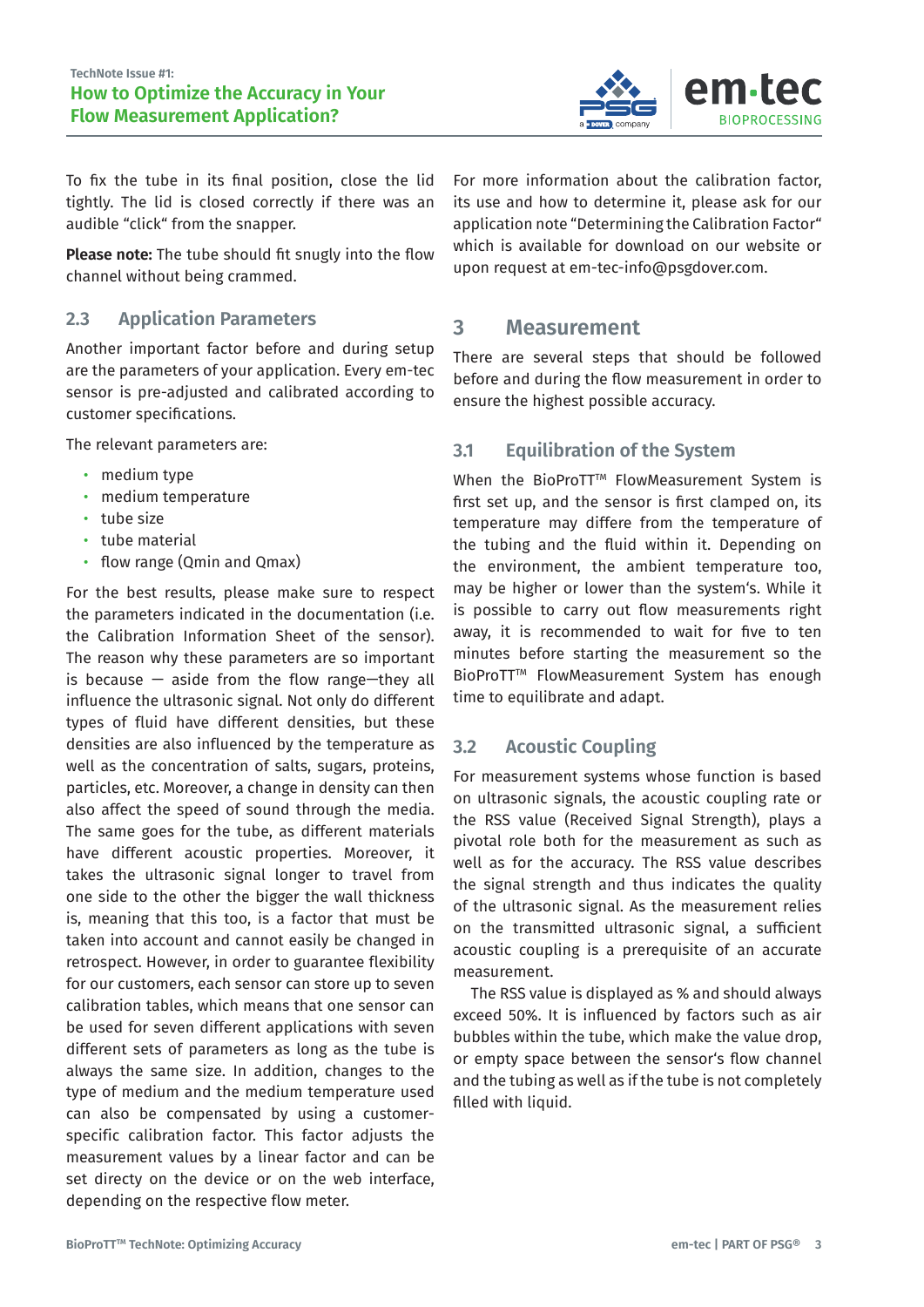To fix the tube in its final position, close the lid tightly. The lid is closed correctly if there was an audible "click" from the snapper.

**Please note:** The tube should fit snugly into the flow channel without being crammed.

### 2.3 Application Parameters

Another important factor before and during setup are the parameters of your application. Every em-tec sensor is pre-adjusted and calibrated according to customer specifications.

The relevant parameters are:

- medium type
- medium temperature
- tube size
- tube material
- flow range (Qmin and Qmax)

For the best results, please make sure to respect the parameters indicated in the documentation (i.e. the Calibration Information Sheet of the sensor). The reason why these parameters are so important is because — aside from the flow range—they all influence the ultrasonic signal. Not only do different types of fluid have different densities, but these densities are also influenced by the temperature as well as the concentration of salts, sugars, proteins, particles, etc. Moreover, a change in density can then also affect the speed of sound through the media. The same goes for the tube, as different materials have different acoustic properties. Moreover, it takes the ultrasonic signal longer to travel from one side to the other the bigger the wall thickness is, meaning that this too, is a factor that must be taken into account and cannot easily be changed in retrospect. However, in order to guarantee flexibility for our customers, each sensor can store up to seven calibration tables, which means that one sensor can be used for seven different applications with seven different sets of parameters as long as the tube is always the same size. In addition, changes to the type of medium and the medium temperature used can also be compensated by using a customer-specific calibration factor. This factor adjusts the measurement values by a linear factor and can be set directy on the device or on the web interface, depending on the respective flow meter.

For more information about the calibration factor, its use and how to determine it, please ask for our application note "Determining the Calibration Factor" which is available for download on our website or upon request at em-tec-info@psgdover.com.

## 3 Measurement

There are several steps that should be followed before and during the flow measurement in order to ensure the highest possible accuracy.

### 3.1 Equilibration of the System

When the BioProTT™ FlowMeasurement System is first set up, and the sensor is first clamped on, its temperature may differe from the temperature of the tubing and the fluid within it. Depending on the environment, the ambient temperature too, may be higher or lower than the system's. While it is possible to carry out flow measurements right away, it is recommended to wait for five to ten minutes before starting the measurement so the BioProTT™ FlowMeasurement System has enough time to equilibrate and adapt.

### 3.2 Acoustic Coupling

For measurement systems whose function is based on ultrasonic signals, the acoustic coupling rate or the RSS value (Received Signal Strength), plays a pivotal role both for the measurement as such as well as for the accuracy. The RSS value describes the signal strength and thus indicates the quality of the ultrasonic signal. As the measurement relies on the transmitted ultrasonic signal, a sufficient acoustic coupling is a prerequisite of an accurate measurement.

The RSS value is displayed as % and should always exceed 50%. It is influenced by factors such as air bubbles within the tube, which make the value drop, or empty space between the sensor's flow channel and the tubing as well as if the tube is not completely filled with liquid.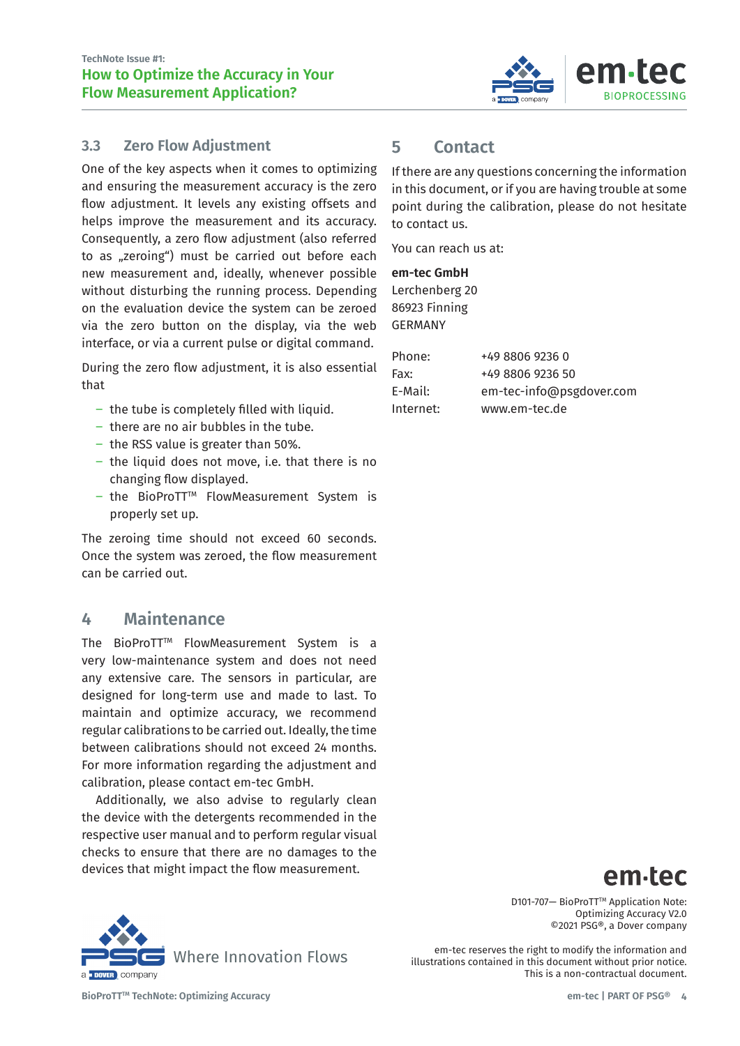### 3.3 Zero Flow Adjustment

One of the key aspects when it comes to optimizing and ensuring the measurement accuracy is the zero flow adjustment. It levels any existing offsets and helps improve the measurement and its accuracy. Consequently, a zero flow adjustment (also referred to as „zeroing“) must be carried out before each new measurement and, ideally, whenever possible without disturbing the running process. Depending on the evaluation device the system can be zeroed via the zero button on the display, via the web interface, or via a current pulse or digital command.

During the zero flow adjustment, it is also essential that

- the tube is completely filled with liquid.
- there are no air bubbles in the tube.
- the RSS value is greater than 50%.
- the liquid does not move, i.e. that there is no changing flow displayed.
- the BioProTT™ FlowMeasurement System is properly set up.

The zeroing time should not exceed 60 seconds. Once the system was zeroed, the flow measurement can be carried out.

## 4 Maintenance

The BioProTT™ FlowMeasurement System is a very low-maintenance system and does not need any extensive care. The sensors in particular, are designed for long-term use and made to last. To maintain and optimize accuracy, we recommend regular calibrations to be carried out. Ideally, the time between calibrations should not exceed 24 months. For more information regarding the adjustment and calibration, please contact em-tec GmbH.

Additionally, we also advise to regularly clean the device with the detergents recommended in the respective user manual and to perform regular visual checks to ensure that there are no damages to the devices that might impact the flow measurement.

## 5 Contact

If there are any questions concerning the information in this document, or if you are having trouble at some point during the calibration, please do not hesitate to contact us.

You can reach us at:

**em-tec GmbH**
Lerchenberg 20
86923 Finning
GERMANY

| | |
|---|---|
| Phone: | +49 8806 9236 0 |
| Fax: | +49 8806 9236 50 |
| E-Mail: | em-tec-info@psgdover.com |
| Internet: | www.em-tec.de |

em·tec

D101-707— BioProTT™ Application Note: Optimizing Accuracy V2.0
©2021 PSG®, a Dover company

em-tec reserves the right to modify the information and illustrations contained in this document without prior notice. This is a non-contractual document.

PSG a DOVER company — Where Innovation Flows